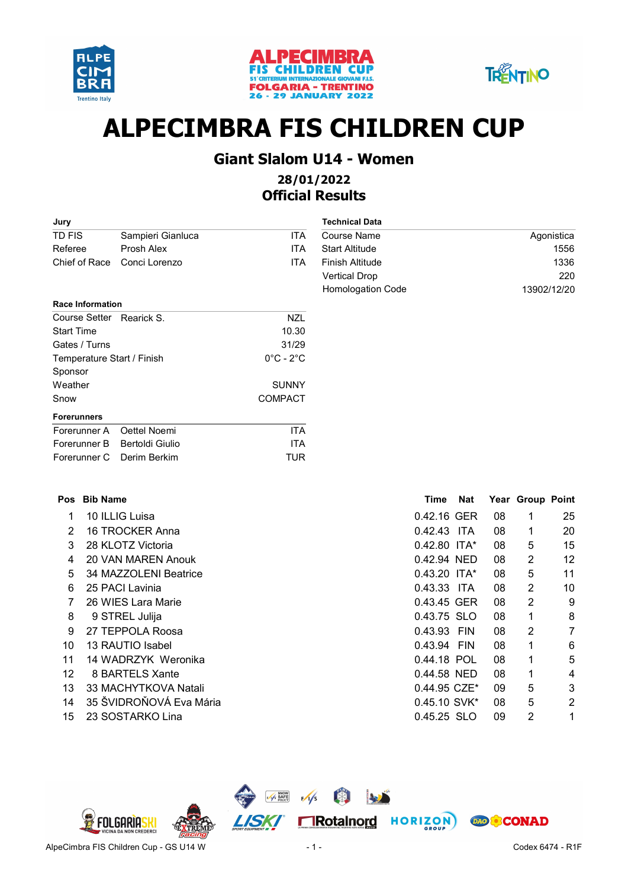ALPECIMBRA FIS CHILDREN CUP
51° CRITERIUM INTERNAZIONALE GIOVANI F.I.S.
FOLGARIA - TRENTINO
26 - 29 JANUARY 2022

# ALPECIMBRA FIS CHILDREN CUP

## Giant Slalom U14 - Women

### 28/01/2022
### Official Results

**Jury**

| | | |
|---|---|---|
| TD FIS | Sampieri Gianluca | ITA |
| Referee | Prosh Alex | ITA |
| Chief of Race | Conci Lorenzo | ITA |

**Technical Data**

| | |
|---|---|
| Course Name | Agonistica |
| Start Altitude | 1556 |
| Finish Altitude | 1336 |
| Vertical Drop | 220 |
| Homologation Code | 13902/12/20 |

**Race Information**

| | | |
|---|---|---|
| Course Setter | Rearick S. | NZL |
| Start Time | | 10.30 |
| Gates / Turns | | 31/29 |
| Temperature Start / Finish | | 0°C - 2°C |
| Sponsor | | |
| Weather | | SUNNY |
| Snow | | COMPACT |

**Forerunners**

| | | |
|---|---|---|
| Forerunner A | Oettel Noemi | ITA |
| Forerunner B | Bertoldi Giulio | ITA |
| Forerunner C | Derim Berkim | TUR |

| Pos | Bib | Name | Time | Nat | Year | Group | Point |
|---|---|---|---|---|---|---|---|
| 1 | 10 | ILLIG Luisa | 0.42.16 | GER | 08 | 1 | 25 |
| 2 | 16 | TROCKER Anna | 0.42.43 | ITA | 08 | 1 | 20 |
| 3 | 28 | KLOTZ Victoria | 0.42.80 | ITA* | 08 | 5 | 15 |
| 4 | 20 | VAN MAREN Anouk | 0.42.94 | NED | 08 | 2 | 12 |
| 5 | 34 | MAZZOLENI Beatrice | 0.43.20 | ITA* | 08 | 5 | 11 |
| 6 | 25 | PACI Lavinia | 0.43.33 | ITA | 08 | 2 | 10 |
| 7 | 26 | WIES Lara Marie | 0.43.45 | GER | 08 | 2 | 9 |
| 8 | 9 | STREL Julija | 0.43.75 | SLO | 08 | 1 | 8 |
| 9 | 27 | TEPPOLA Roosa | 0.43.93 | FIN | 08 | 2 | 7 |
| 10 | 13 | RAUTIO Isabel | 0.43.94 | FIN | 08 | 1 | 6 |
| 11 | 14 | WADRZYK Weronika | 0.44.18 | POL | 08 | 1 | 5 |
| 12 | 8 | BARTELS Xante | 0.44.58 | NED | 08 | 1 | 4 |
| 13 | 33 | MACHYTKOVA Natali | 0.44.95 | CZE* | 09 | 5 | 3 |
| 14 | 35 | ŠVIDROŇOVÁ Eva Mária | 0.45.10 | SVK* | 08 | 5 | 2 |
| 15 | 23 | SOSTARKO Lina | 0.45.25 | SLO | 09 | 2 | 1 |

AlpeCimbra FIS Children Cup - GS U14 W — Codex 6474 - R1F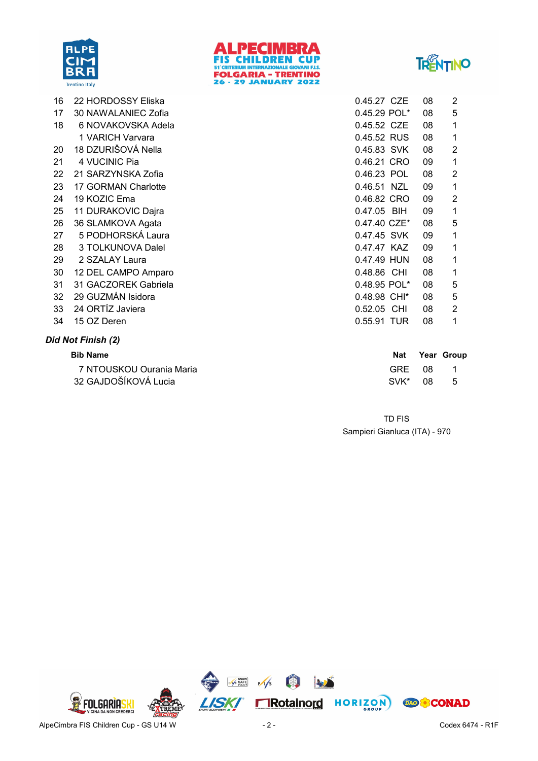| Rank | Bib | Name | Time | Nat | Year | Group |
|---|---|---|---|---|---|---|
| 16 | 22 | HORDOSSY Eliska | 0.45.27 | CZE | 08 | 2 |
| 17 | 30 | NAWALANIEC Zofia | 0.45.29 | POL* | 08 | 5 |
| 18 | 6 | NOVAKOVSKA Adela | 0.45.52 | CZE | 08 | 1 |
| | 1 | VARICH Varvara | 0.45.52 | RUS | 08 | 1 |
| 20 | 18 | DZURIŠOVÁ Nella | 0.45.83 | SVK | 08 | 2 |
| 21 | 4 | VUCINIC Pia | 0.46.21 | CRO | 09 | 1 |
| 22 | 21 | SARZYNSKA Zofia | 0.46.23 | POL | 08 | 2 |
| 23 | 17 | GORMAN Charlotte | 0.46.51 | NZL | 09 | 1 |
| 24 | 19 | KOZIC Ema | 0.46.82 | CRO | 09 | 2 |
| 25 | 11 | DURAKOVIC Dajra | 0.47.05 | BIH | 09 | 1 |
| 26 | 36 | SLAMKOVA Agata | 0.47.40 | CZE* | 08 | 5 |
| 27 | 5 | PODHORSKÁ Laura | 0.47.45 | SVK | 09 | 1 |
| 28 | 3 | TOLKUNOVA Dalel | 0.47.47 | KAZ | 09 | 1 |
| 29 | 2 | SZALAY Laura | 0.47.49 | HUN | 08 | 1 |
| 30 | 12 | DEL CAMPO Amparo | 0.48.86 | CHI | 08 | 1 |
| 31 | 31 | GACZOREK Gabriela | 0.48.95 | POL* | 08 | 5 |
| 32 | 29 | GUZMÁN Isidora | 0.48.98 | CHI* | 08 | 5 |
| 33 | 24 | ORTÍZ Javiera | 0.52.05 | CHI | 08 | 2 |
| 34 | 15 | OZ Deren | 0.55.91 | TUR | 08 | 1 |

***Did Not Finish (2)***

| Bib | Name | Nat | Year | Group |
|---|---|---|---|---|
| 7 | NTOUSKOU Ourania Maria | GRE | 08 | 1 |
| 32 | GAJDOŠÍKOVÁ Lucia | SVK* | 08 | 5 |

TD FIS
Sampieri Gianluca (ITA) - 970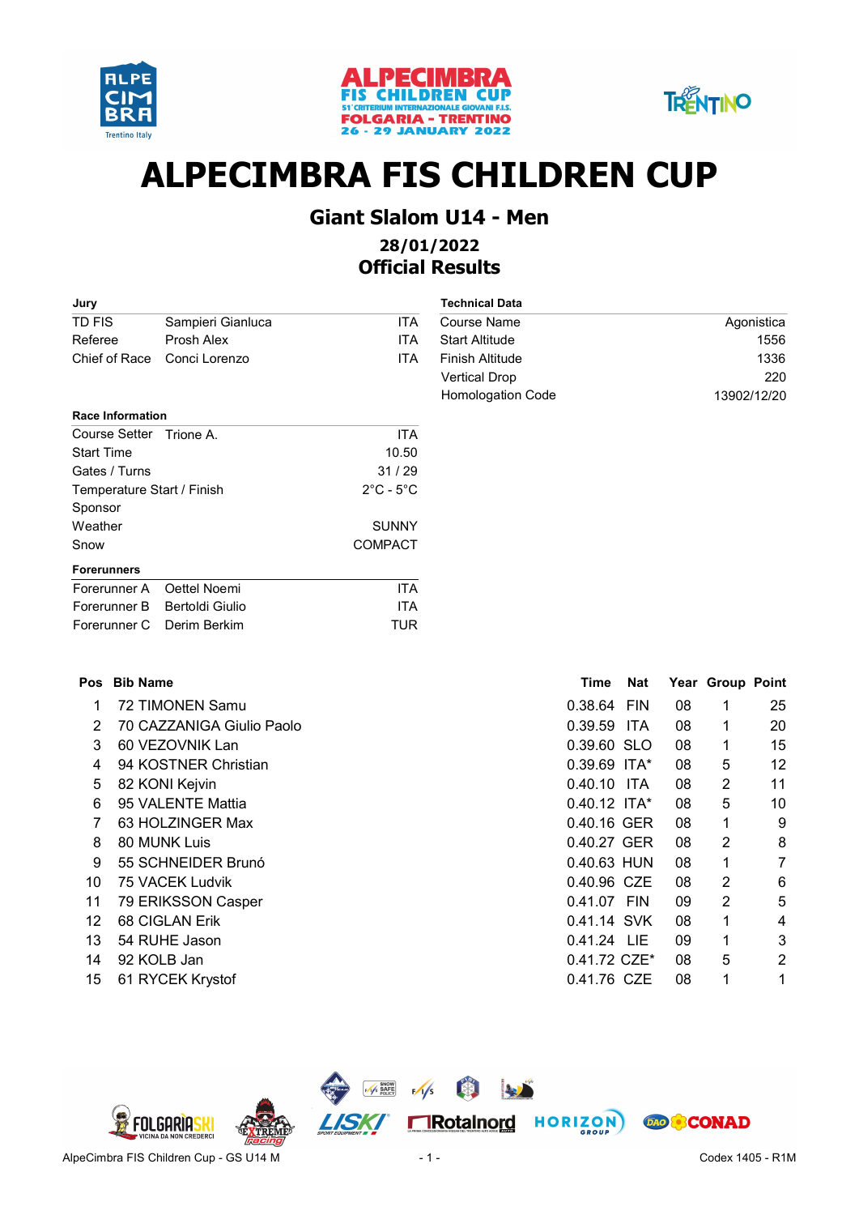# ALPECIMBRA FIS CHILDREN CUP

## Giant Slalom U14 - Men

### 28/01/2022
### Official Results

**Jury**

| | | |
|---|---|---|
| TD FIS | Sampieri Gianluca | ITA |
| Referee | Prosh Alex | ITA |
| Chief of Race | Conci Lorenzo | ITA |

**Technical Data**

| | |
|---|---|
| Course Name | Agonistica |
| Start Altitude | 1556 |
| Finish Altitude | 1336 |
| Vertical Drop | 220 |
| Homologation Code | 13902/12/20 |

**Race Information**

| | | |
|---|---|---|
| Course Setter | Trione A. | ITA |
| Start Time | | 10.50 |
| Gates / Turns | | 31 / 29 |
| Temperature Start / Finish | | 2°C - 5°C |
| Sponsor | | |
| Weather | | SUNNY |
| Snow | | COMPACT |

**Forerunners**

| | | |
|---|---|---|
| Forerunner A | Oettel Noemi | ITA |
| Forerunner B | Bertoldi Giulio | ITA |
| Forerunner C | Derim Berkim | TUR |

| Pos | Bib | Name | Time | Nat | Year | Group | Point |
|---|---|---|---|---|---|---|---|
| 1 | 72 | TIMONEN Samu | 0.38.64 | FIN | 08 | 1 | 25 |
| 2 | 70 | CAZZANIGA Giulio Paolo | 0.39.59 | ITA | 08 | 1 | 20 |
| 3 | 60 | VEZOVNIK Lan | 0.39.60 | SLO | 08 | 1 | 15 |
| 4 | 94 | KOSTNER Christian | 0.39.69 | ITA* | 08 | 5 | 12 |
| 5 | 82 | KONI Kejvin | 0.40.10 | ITA | 08 | 2 | 11 |
| 6 | 95 | VALENTE Mattia | 0.40.12 | ITA* | 08 | 5 | 10 |
| 7 | 63 | HOLZINGER Max | 0.40.16 | GER | 08 | 1 | 9 |
| 8 | 80 | MUNK Luis | 0.40.27 | GER | 08 | 2 | 8 |
| 9 | 55 | SCHNEIDER Brunó | 0.40.63 | HUN | 08 | 1 | 7 |
| 10 | 75 | VACEK Ludvik | 0.40.96 | CZE | 08 | 2 | 6 |
| 11 | 79 | ERIKSSON Casper | 0.41.07 | FIN | 09 | 2 | 5 |
| 12 | 68 | CIGLAN Erik | 0.41.14 | SVK | 08 | 1 | 4 |
| 13 | 54 | RUHE Jason | 0.41.24 | LIE | 09 | 1 | 3 |
| 14 | 92 | KOLB Jan | 0.41.72 | CZE* | 08 | 5 | 2 |
| 15 | 61 | RYCEK Krystof | 0.41.76 | CZE | 08 | 1 | 1 |

AlpeCimbra FIS Children Cup - GS U14 M

Codex 1405 - R1M